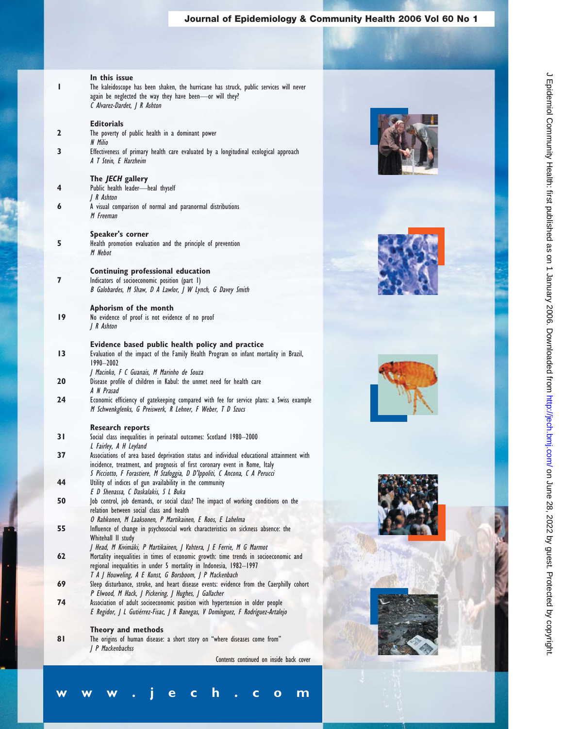## In this issue

1 The kaleidoscope has been shaken, the hurricane has struck, public services will never again be neglected the way they have been—or will they?
*C Alvarez-Dardet, J R Ashton*

## Editorials

2 The poverty of public health in a dominant power
*N Milio*

3 Effectiveness of primary health care evaluated by a longitudinal ecological approach
*A T Stein, E Harzheim*

## The *JECH* gallery

4 Public health leader—heal thyself
*J R Ashton*

6 A visual comparison of normal and paranormal distributions
*M Freeman*

## Speaker's corner

5 Health promotion evaluation and the principle of prevention
*M Nebot*

## Continuing professional education

7 Indicators of socioeconomic position (part 1)
*B Galobardes, M Shaw, D A Lawlor, J W Lynch, G Davey Smith*

## Aphorism of the month

19 No evidence of proof is not evidence of no proof
*J R Ashton*

## Evidence based public health policy and practice

13 Evaluation of the impact of the Family Health Program on infant mortality in Brazil, 1990–2002
*J Macinko, F C Guanais, M Marinho de Souza*

20 Disease profile of children in Kabul: the unmet need for health care
*A N Prasad*

24 Economic efficiency of gatekeeping compared with fee for service plans: a Swiss example
*M Schwenkglenks, G Preiswerk, R Lehner, F Weber, T D Szucs*

## Research reports

31 Social class inequalities in perinatal outcomes: Scotland 1980–2000
*L Fairley, A H Leyland*

37 Associations of area based deprivation status and individual educational attainment with incidence, treatment, and prognosis of first coronary event in Rome, Italy
*S Picciotto, F Forastiere, M Stafoggia, D D'Ippoliti, C Ancona, C A Perucci*

44 Utility of indices of gun availability in the community
*E D Shenassa, C Daskalakis, S L Buka*

50 Job control, job demands, or social class? The impact of working conditions on the relation between social class and health
*O Rahkonen, M Laaksonen, P Martikainen, E Roos, E Lahelma*

55 Influence of change in psychosocial work characteristics on sickness absence: the Whitehall II study
*J Head, M Kivimäki, P Martikainen, J Vahtera, J E Ferrie, M G Marmot*

62 Mortality inequalities in times of economic growth: time trends in socioeconomic and regional inequalities in under 5 mortality in Indonesia, 1982–1997
*T A J Houweling, A E Kunst, G Borsboom, J P Mackenbach*

69 Sleep disturbance, stroke, and heart disease events: evidence from the Caerphilly cohort
*P Elwood, M Hack, J Pickering, J Hughes, J Gallacher*

74 Association of adult socioeconomic position with hypertension in older people
*E Regidor, J L Gutiérrez-Fisac, J R Banegas, V Domínguez, F Rodríguez-Artalejo*

## Theory and methods

81 The origins of human disease: a short story on "where diseases come from"
*J P Mackenbachss*

Contents continued on inside back cover

www.jech.com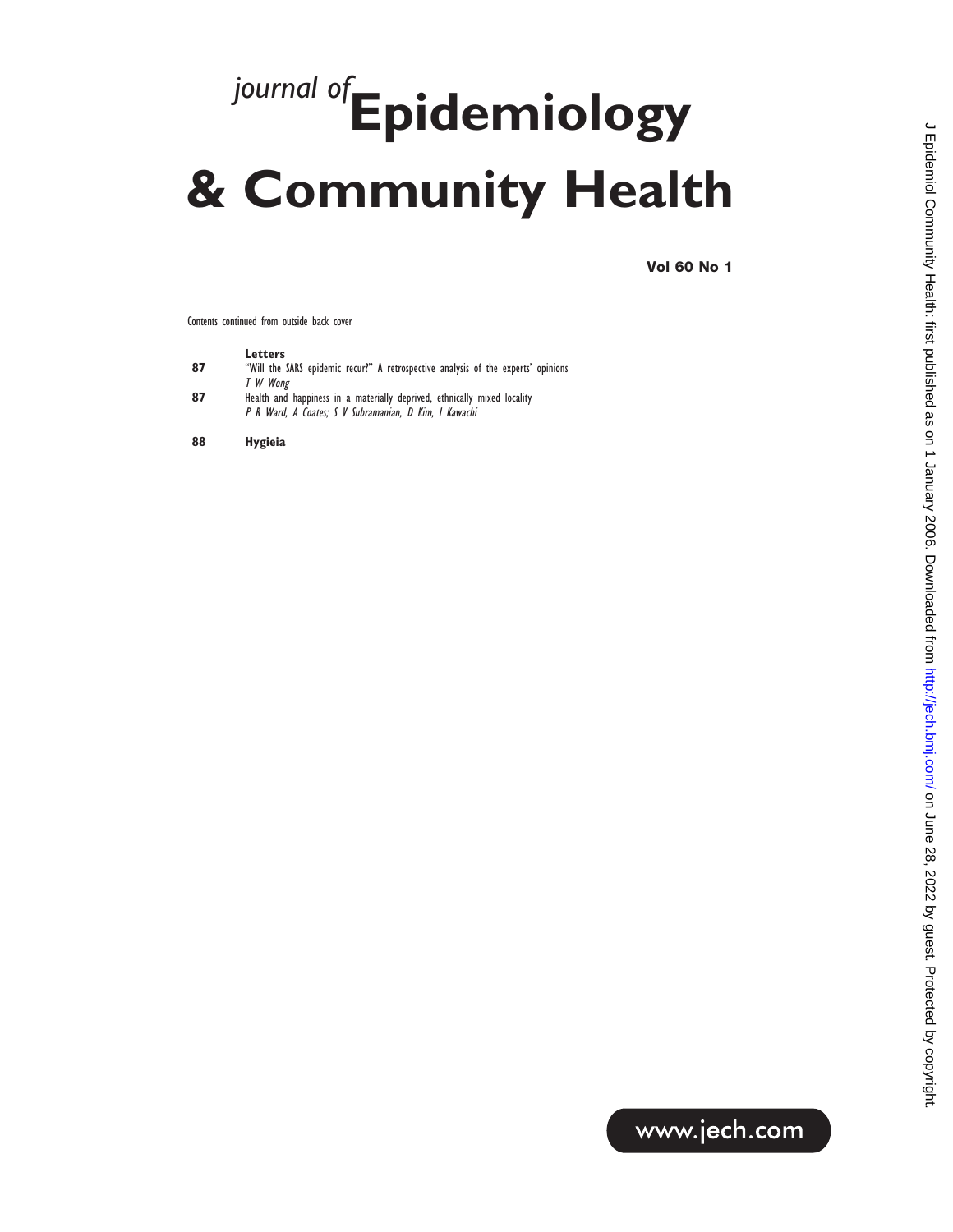# *journal of* Epidemiology & Community Health

**Vol 60 No 1**

Contents continued from outside back cover

**Letters**

**87** "Will the SARS epidemic recur?" A retrospective analysis of the experts' opinions
*T W Wong*

**87** Health and happiness in a materially deprived, ethnically mixed locality
*P R Ward, A Coates; S V Subramanian, D Kim, I Kawachi*

**88** **Hygieia**

www.jech.com